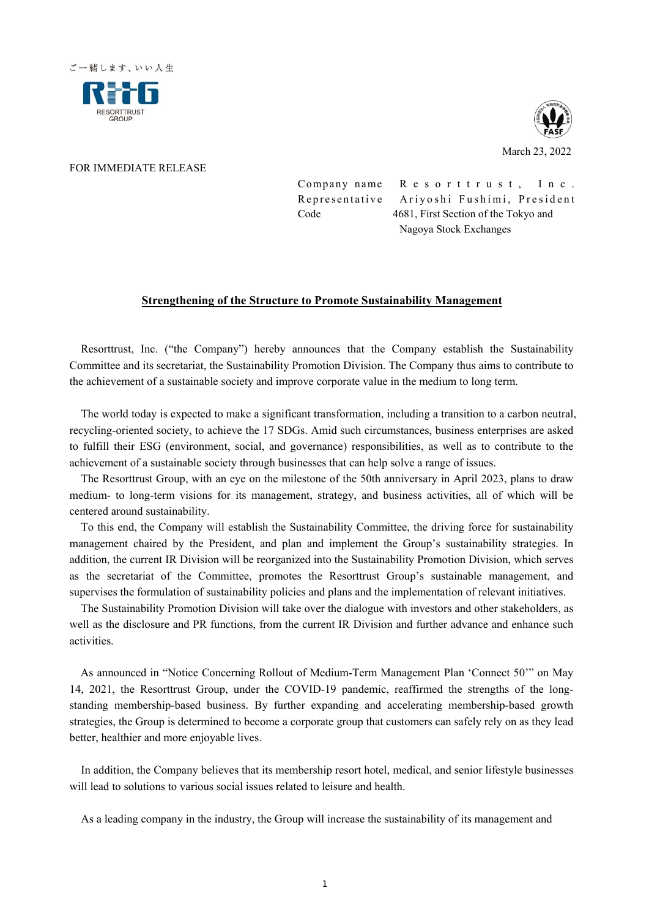ご一緒します、いい人生

RESORTTRUST GROUP

March 23, 2022

FOR IMMEDIATE RELEASE

Company name Resorttrust, Inc.
Representative Ariyoshi Fushimi, President
Code 4681, First Section of the Tokyo and Nagoya Stock Exchanges

## Strengthening of the Structure to Promote Sustainability Management

Resorttrust, Inc. ("the Company") hereby announces that the Company establish the Sustainability Committee and its secretariat, the Sustainability Promotion Division. The Company thus aims to contribute to the achievement of a sustainable society and improve corporate value in the medium to long term.

The world today is expected to make a significant transformation, including a transition to a carbon neutral, recycling-oriented society, to achieve the 17 SDGs. Amid such circumstances, business enterprises are asked to fulfill their ESG (environment, social, and governance) responsibilities, as well as to contribute to the achievement of a sustainable society through businesses that can help solve a range of issues.

The Resorttrust Group, with an eye on the milestone of the 50th anniversary in April 2023, plans to draw medium- to long-term visions for its management, strategy, and business activities, all of which will be centered around sustainability.

To this end, the Company will establish the Sustainability Committee, the driving force for sustainability management chaired by the President, and plan and implement the Group's sustainability strategies. In addition, the current IR Division will be reorganized into the Sustainability Promotion Division, which serves as the secretariat of the Committee, promotes the Resorttrust Group's sustainable management, and supervises the formulation of sustainability policies and plans and the implementation of relevant initiatives.

The Sustainability Promotion Division will take over the dialogue with investors and other stakeholders, as well as the disclosure and PR functions, from the current IR Division and further advance and enhance such activities.

As announced in "Notice Concerning Rollout of Medium-Term Management Plan 'Connect 50'" on May 14, 2021, the Resorttrust Group, under the COVID-19 pandemic, reaffirmed the strengths of the long-standing membership-based business. By further expanding and accelerating membership-based growth strategies, the Group is determined to become a corporate group that customers can safely rely on as they lead better, healthier and more enjoyable lives.

In addition, the Company believes that its membership resort hotel, medical, and senior lifestyle businesses will lead to solutions to various social issues related to leisure and health.

As a leading company in the industry, the Group will increase the sustainability of its management and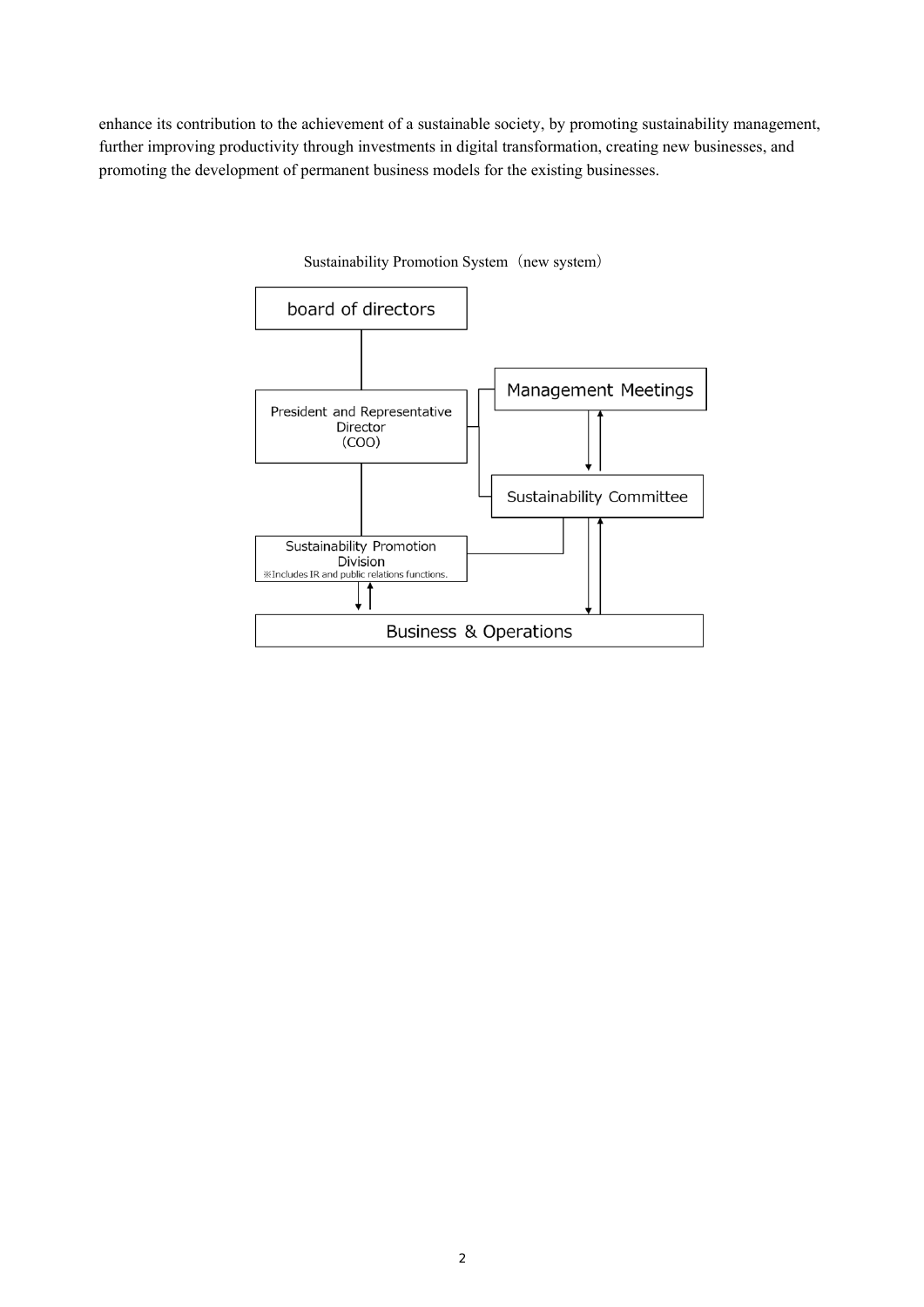enhance its contribution to the achievement of a sustainable society, by promoting sustainability management, further improving productivity through investments in digital transformation, creating new businesses, and promoting the development of permanent business models for the existing businesses.

Sustainability Promotion System（new system）

board of directors

President and Representative Director (COO)

Management Meetings

Sustainability Committee

Sustainability Promotion Division
※Includes IR and public relations functions.

Business & Operations